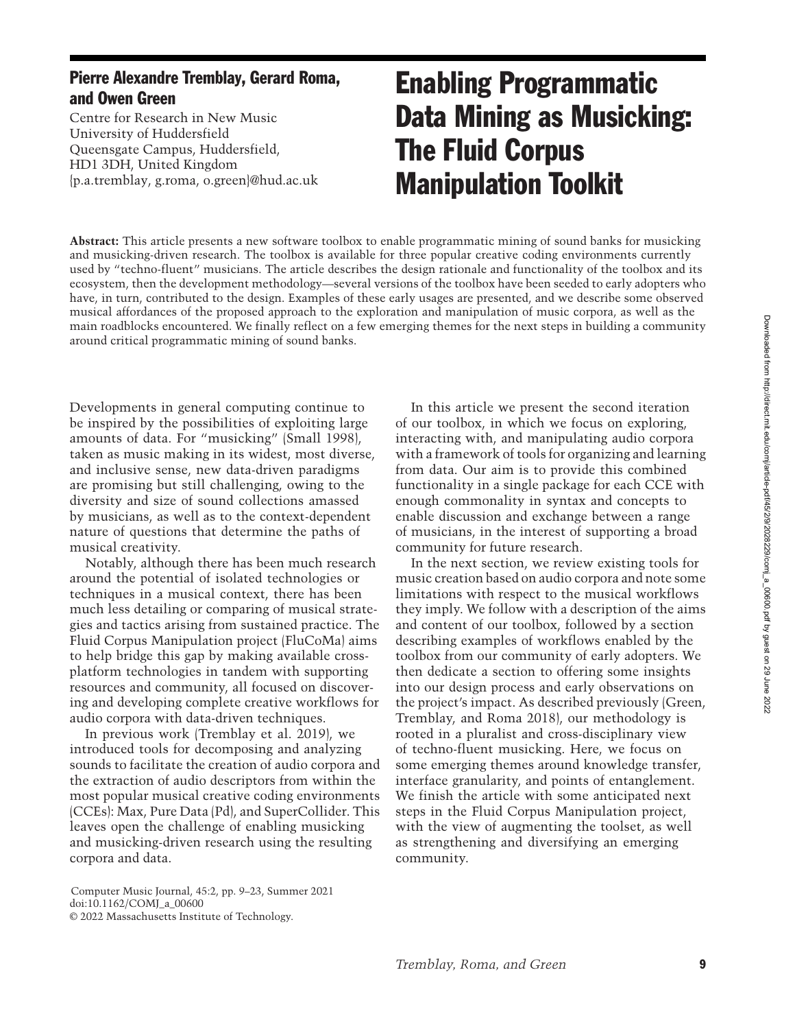# Enabling Programmatic Data Mining as Musicking: The Fluid Corpus Manipulation Toolkit

**Pierre Alexandre Tremblay, Gerard Roma, and Owen Green**

Centre for Research in New Music
University of Huddersfield
Queensgate Campus, Huddersfield,
HD1 3DH, United Kingdom
{p.a.tremblay, g.roma, o.green}@hud.ac.uk

**Abstract:** This article presents a new software toolbox to enable programmatic mining of sound banks for musicking and musicking-driven research. The toolbox is available for three popular creative coding environments currently used by "techno-fluent" musicians. The article describes the design rationale and functionality of the toolbox and its ecosystem, then the development methodology—several versions of the toolbox have been seeded to early adopters who have, in turn, contributed to the design. Examples of these early usages are presented, and we describe some observed musical affordances of the proposed approach to the exploration and manipulation of music corpora, as well as the main roadblocks encountered. We finally reflect on a few emerging themes for the next steps in building a community around critical programmatic mining of sound banks.

Developments in general computing continue to be inspired by the possibilities of exploiting large amounts of data. For "musicking" (Small 1998), taken as music making in its widest, most diverse, and inclusive sense, new data-driven paradigms are promising but still challenging, owing to the diversity and size of sound collections amassed by musicians, as well as to the context-dependent nature of questions that determine the paths of musical creativity.

Notably, although there has been much research around the potential of isolated technologies or techniques in a musical context, there has been much less detailing or comparing of musical strategies and tactics arising from sustained practice. The Fluid Corpus Manipulation project (FluCoMa) aims to help bridge this gap by making available cross-platform technologies in tandem with supporting resources and community, all focused on discovering and developing complete creative workflows for audio corpora with data-driven techniques.

In previous work (Tremblay et al. 2019), we introduced tools for decomposing and analyzing sounds to facilitate the creation of audio corpora and the extraction of audio descriptors from within the most popular musical creative coding environments (CCEs): Max, Pure Data (Pd), and SuperCollider. This leaves open the challenge of enabling musicking and musicking-driven research using the resulting corpora and data.

In this article we present the second iteration of our toolbox, in which we focus on exploring, interacting with, and manipulating audio corpora with a framework of tools for organizing and learning from data. Our aim is to provide this combined functionality in a single package for each CCE with enough commonality in syntax and concepts to enable discussion and exchange between a range of musicians, in the interest of supporting a broad community for future research.

In the next section, we review existing tools for music creation based on audio corpora and note some limitations with respect to the musical workflows they imply. We follow with a description of the aims and content of our toolbox, followed by a section describing examples of workflows enabled by the toolbox from our community of early adopters. We then dedicate a section to offering some insights into our design process and early observations on the project's impact. As described previously (Green, Tremblay, and Roma 2018), our methodology is rooted in a pluralist and cross-disciplinary view of techno-fluent musicking. Here, we focus on some emerging themes around knowledge transfer, interface granularity, and points of entanglement. We finish the article with some anticipated next steps in the Fluid Corpus Manipulation project, with the view of augmenting the toolset, as well as strengthening and diversifying an emerging community.

Computer Music Journal, 45:2, pp. 9–23, Summer 2021
doi:10.1162/COMJ_a_00600
© 2022 Massachusetts Institute of Technology.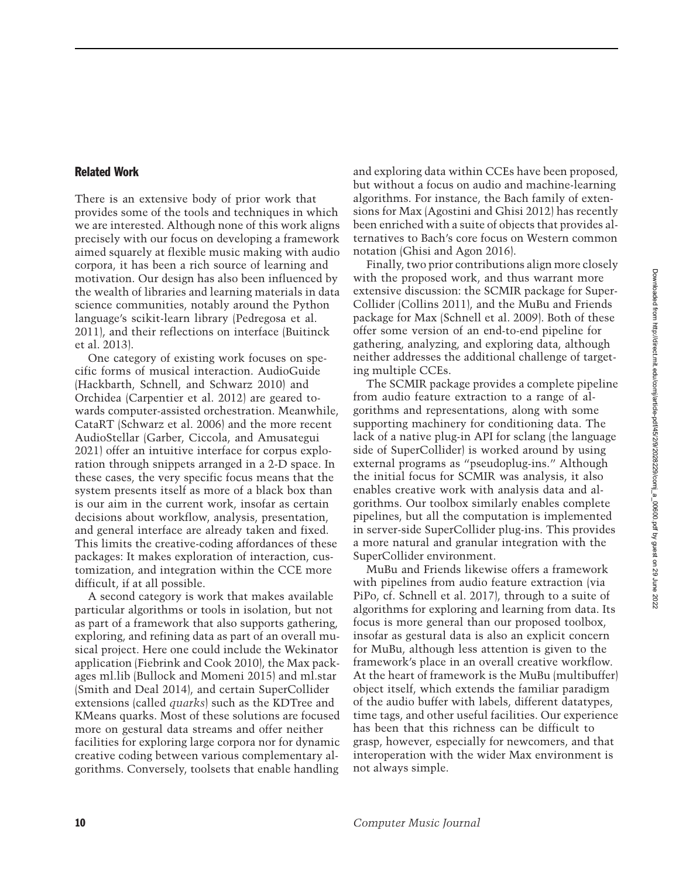## Related Work

There is an extensive body of prior work that provides some of the tools and techniques in which we are interested. Although none of this work aligns precisely with our focus on developing a framework aimed squarely at flexible music making with audio corpora, it has been a rich source of learning and motivation. Our design has also been influenced by the wealth of libraries and learning materials in data science communities, notably around the Python language's scikit-learn library (Pedregosa et al. 2011), and their reflections on interface (Buitinck et al. 2013).

One category of existing work focuses on specific forms of musical interaction. AudioGuide (Hackbarth, Schnell, and Schwarz 2010) and Orchidea (Carpentier et al. 2012) are geared towards computer-assisted orchestration. Meanwhile, CataRT (Schwarz et al. 2006) and the more recent AudioStellar (Garber, Ciccola, and Amusategui 2021) offer an intuitive interface for corpus exploration through snippets arranged in a 2-D space. In these cases, the very specific focus means that the system presents itself as more of a black box than is our aim in the current work, insofar as certain decisions about workflow, analysis, presentation, and general interface are already taken and fixed. This limits the creative-coding affordances of these packages: It makes exploration of interaction, customization, and integration within the CCE more difficult, if at all possible.

A second category is work that makes available particular algorithms or tools in isolation, but not as part of a framework that also supports gathering, exploring, and refining data as part of an overall musical project. Here one could include the Wekinator application (Fiebrink and Cook 2010), the Max packages ml.lib (Bullock and Momeni 2015) and ml.star (Smith and Deal 2014), and certain SuperCollider extensions (called *quarks*) such as the KDTree and KMeans quarks. Most of these solutions are focused more on gestural data streams and offer neither facilities for exploring large corpora nor for dynamic creative coding between various complementary algorithms. Conversely, toolsets that enable handling and exploring data within CCEs have been proposed, but without a focus on audio and machine-learning algorithms. For instance, the Bach family of extensions for Max (Agostini and Ghisi 2012) has recently been enriched with a suite of objects that provides alternatives to Bach's core focus on Western common notation (Ghisi and Agon 2016).

Finally, two prior contributions align more closely with the proposed work, and thus warrant more extensive discussion: the SCMIR package for SuperCollider (Collins 2011), and the MuBu and Friends package for Max (Schnell et al. 2009). Both of these offer some version of an end-to-end pipeline for gathering, analyzing, and exploring data, although neither addresses the additional challenge of targeting multiple CCEs.

The SCMIR package provides a complete pipeline from audio feature extraction to a range of algorithms and representations, along with some supporting machinery for conditioning data. The lack of a native plug-in API for sclang (the language side of SuperCollider) is worked around by using external programs as "pseudoplug-ins." Although the initial focus for SCMIR was analysis, it also enables creative work with analysis data and algorithms. Our toolbox similarly enables complete pipelines, but all the computation is implemented in server-side SuperCollider plug-ins. This provides a more natural and granular integration with the SuperCollider environment.

MuBu and Friends likewise offers a framework with pipelines from audio feature extraction (via PiPo, cf. Schnell et al. 2017), through to a suite of algorithms for exploring and learning from data. Its focus is more general than our proposed toolbox, insofar as gestural data is also an explicit concern for MuBu, although less attention is given to the framework's place in an overall creative workflow. At the heart of framework is the MuBu (multibuffer) object itself, which extends the familiar paradigm of the audio buffer with labels, different datatypes, time tags, and other useful facilities. Our experience has been that this richness can be difficult to grasp, however, especially for newcomers, and that interoperation with the wider Max environment is not always simple.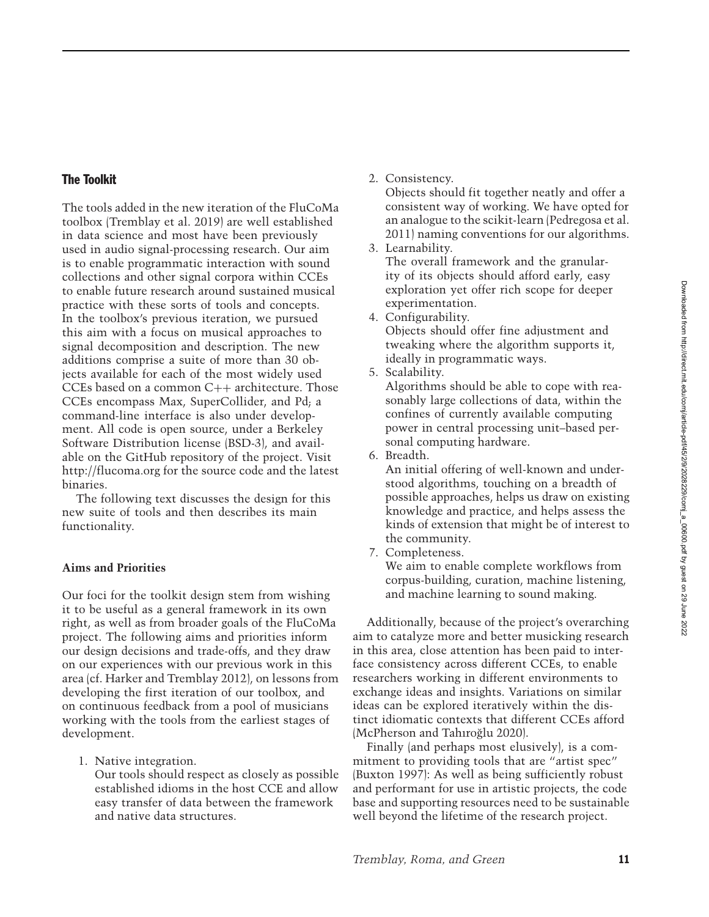## The Toolkit

The tools added in the new iteration of the FluCoMa toolbox (Tremblay et al. 2019) are well established in data science and most have been previously used in audio signal-processing research. Our aim is to enable programmatic interaction with sound collections and other signal corpora within CCEs to enable future research around sustained musical practice with these sorts of tools and concepts. In the toolbox's previous iteration, we pursued this aim with a focus on musical approaches to signal decomposition and description. The new additions comprise a suite of more than 30 objects available for each of the most widely used CCEs based on a common C++ architecture. Those CCEs encompass Max, SuperCollider, and Pd; a command-line interface is also under development. All code is open source, under a Berkeley Software Distribution license (BSD-3), and available on the GitHub repository of the project. Visit http://flucoma.org for the source code and the latest binaries.

The following text discusses the design for this new suite of tools and then describes its main functionality.

### Aims and Priorities

Our foci for the toolkit design stem from wishing it to be useful as a general framework in its own right, as well as from broader goals of the FluCoMa project. The following aims and priorities inform our design decisions and trade-offs, and they draw on our experiences with our previous work in this area (cf. Harker and Tremblay 2012), on lessons from developing the first iteration of our toolbox, and on continuous feedback from a pool of musicians working with the tools from the earliest stages of development.

1. Native integration.
   Our tools should respect as closely as possible established idioms in the host CCE and allow easy transfer of data between the framework and native data structures.
2. Consistency.
   Objects should fit together neatly and offer a consistent way of working. We have opted for an analogue to the scikit-learn (Pedregosa et al. 2011) naming conventions for our algorithms.
3. Learnability.
   The overall framework and the granularity of its objects should afford early, easy exploration yet offer rich scope for deeper experimentation.
4. Configurability.
   Objects should offer fine adjustment and tweaking where the algorithm supports it, ideally in programmatic ways.
5. Scalability.
   Algorithms should be able to cope with reasonably large collections of data, within the confines of currently available computing power in central processing unit–based personal computing hardware.
6. Breadth.
   An initial offering of well-known and understood algorithms, touching on a breadth of possible approaches, helps us draw on existing knowledge and practice, and helps assess the kinds of extension that might be of interest to the community.
7. Completeness.
   We aim to enable complete workflows from corpus-building, curation, machine listening, and machine learning to sound making.

Additionally, because of the project's overarching aim to catalyze more and better musicking research in this area, close attention has been paid to interface consistency across different CCEs, to enable researchers working in different environments to exchange ideas and insights. Variations on similar ideas can be explored iteratively within the distinct idiomatic contexts that different CCEs afford (McPherson and Tahıroğlu 2020).

Finally (and perhaps most elusively), is a commitment to providing tools that are "artist spec" (Buxton 1997): As well as being sufficiently robust and performant for use in artistic projects, the code base and supporting resources need to be sustainable well beyond the lifetime of the research project.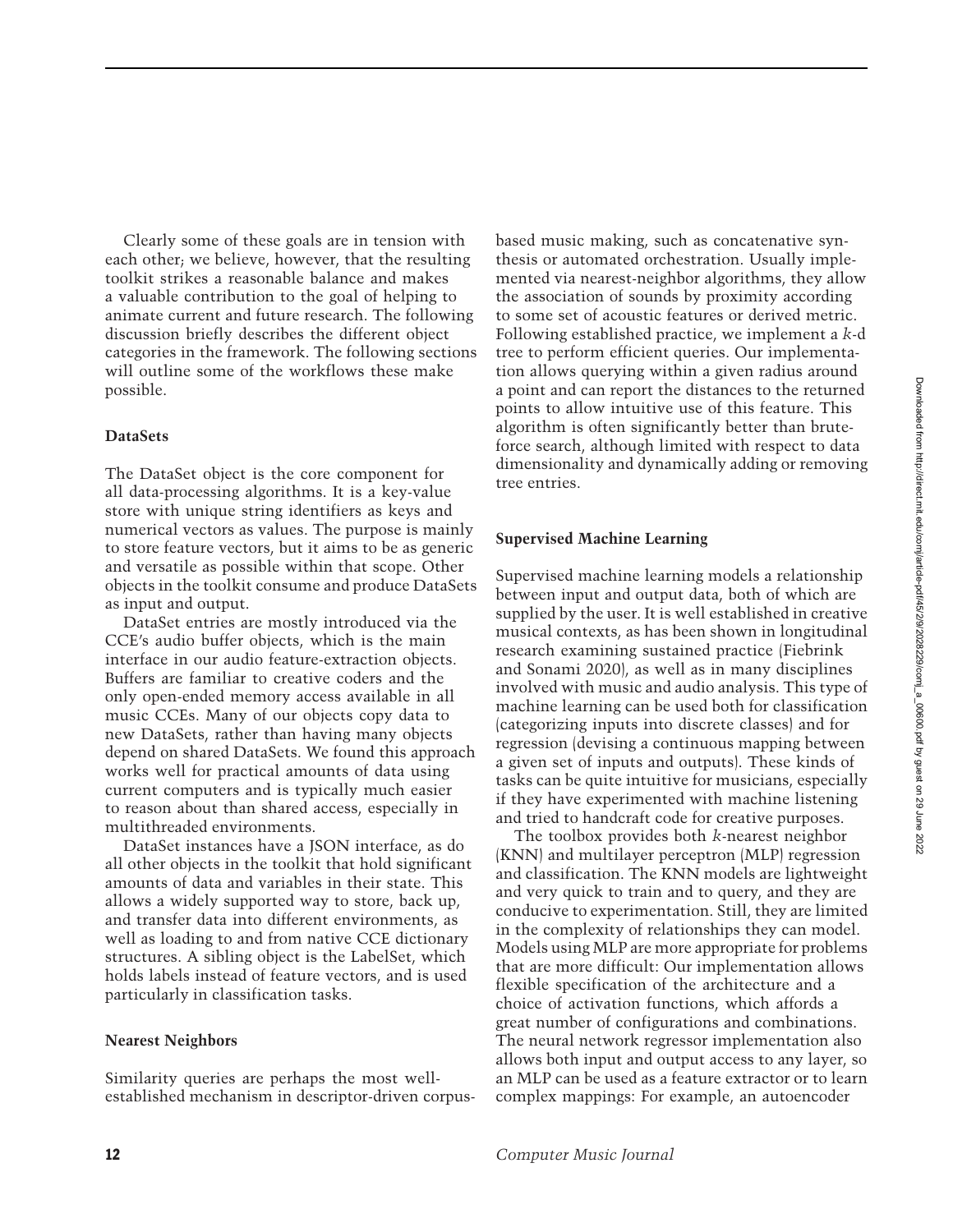Clearly some of these goals are in tension with each other; we believe, however, that the resulting toolkit strikes a reasonable balance and makes a valuable contribution to the goal of helping to animate current and future research. The following discussion briefly describes the different object categories in the framework. The following sections will outline some of the workflows these make possible.

**DataSets**

The DataSet object is the core component for all data-processing algorithms. It is a key-value store with unique string identifiers as keys and numerical vectors as values. The purpose is mainly to store feature vectors, but it aims to be as generic and versatile as possible within that scope. Other objects in the toolkit consume and produce DataSets as input and output.

DataSet entries are mostly introduced via the CCE's audio buffer objects, which is the main interface in our audio feature-extraction objects. Buffers are familiar to creative coders and the only open-ended memory access available in all music CCEs. Many of our objects copy data to new DataSets, rather than having many objects depend on shared DataSets. We found this approach works well for practical amounts of data using current computers and is typically much easier to reason about than shared access, especially in multithreaded environments.

DataSet instances have a JSON interface, as do all other objects in the toolkit that hold significant amounts of data and variables in their state. This allows a widely supported way to store, back up, and transfer data into different environments, as well as loading to and from native CCE dictionary structures. A sibling object is the LabelSet, which holds labels instead of feature vectors, and is used particularly in classification tasks.

**Nearest Neighbors**

Similarity queries are perhaps the most well-established mechanism in descriptor-driven corpus-based music making, such as concatenative synthesis or automated orchestration. Usually implemented via nearest-neighbor algorithms, they allow the association of sounds by proximity according to some set of acoustic features or derived metric. Following established practice, we implement a $k$-d tree to perform efficient queries. Our implementation allows querying within a given radius around a point and can report the distances to the returned points to allow intuitive use of this feature. This algorithm is often significantly better than brute-force search, although limited with respect to data dimensionality and dynamically adding or removing tree entries.

**Supervised Machine Learning**

Supervised machine learning models a relationship between input and output data, both of which are supplied by the user. It is well established in creative musical contexts, as has been shown in longitudinal research examining sustained practice (Fiebrink and Sonami 2020), as well as in many disciplines involved with music and audio analysis. This type of machine learning can be used both for classification (categorizing inputs into discrete classes) and for regression (devising a continuous mapping between a given set of inputs and outputs). These kinds of tasks can be quite intuitive for musicians, especially if they have experimented with machine listening and tried to handcraft code for creative purposes.

The toolbox provides both $k$-nearest neighbor (KNN) and multilayer perceptron (MLP) regression and classification. The KNN models are lightweight and very quick to train and to query, and they are conducive to experimentation. Still, they are limited in the complexity of relationships they can model. Models using MLP are more appropriate for problems that are more difficult: Our implementation allows flexible specification of the architecture and a choice of activation functions, which affords a great number of configurations and combinations. The neural network regressor implementation also allows both input and output access to any layer, so an MLP can be used as a feature extractor or to learn complex mappings: For example, an autoencoder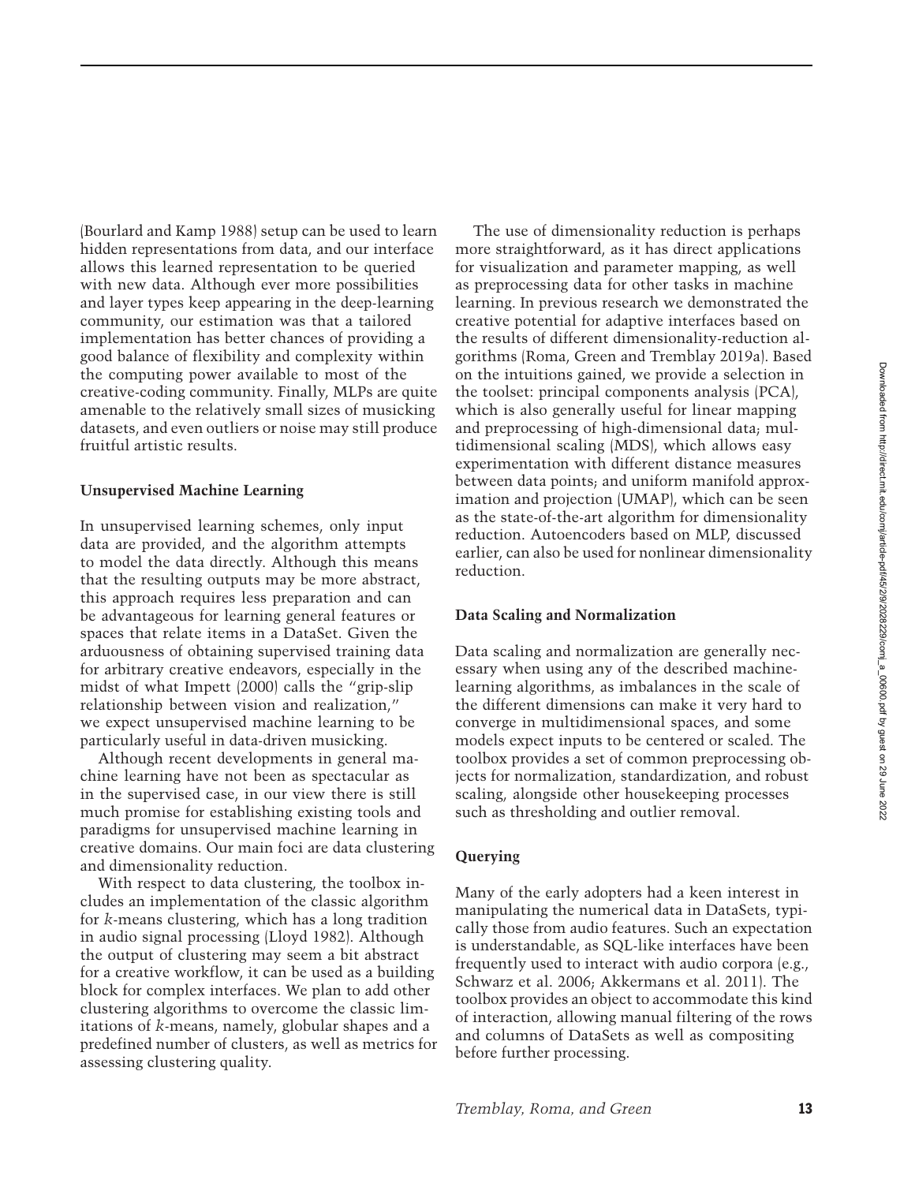(Bourlard and Kamp 1988) setup can be used to learn hidden representations from data, and our interface allows this learned representation to be queried with new data. Although ever more possibilities and layer types keep appearing in the deep-learning community, our estimation was that a tailored implementation has better chances of providing a good balance of flexibility and complexity within the computing power available to most of the creative-coding community. Finally, MLPs are quite amenable to the relatively small sizes of musicking datasets, and even outliers or noise may still produce fruitful artistic results.

### Unsupervised Machine Learning

In unsupervised learning schemes, only input data are provided, and the algorithm attempts to model the data directly. Although this means that the resulting outputs may be more abstract, this approach requires less preparation and can be advantageous for learning general features or spaces that relate items in a DataSet. Given the arduousness of obtaining supervised training data for arbitrary creative endeavors, especially in the midst of what Impett (2000) calls the "grip-slip relationship between vision and realization," we expect unsupervised machine learning to be particularly useful in data-driven musicking.

Although recent developments in general machine learning have not been as spectacular as in the supervised case, in our view there is still much promise for establishing existing tools and paradigms for unsupervised machine learning in creative domains. Our main foci are data clustering and dimensionality reduction.

With respect to data clustering, the toolbox includes an implementation of the classic algorithm for $k$-means clustering, which has a long tradition in audio signal processing (Lloyd 1982). Although the output of clustering may seem a bit abstract for a creative workflow, it can be used as a building block for complex interfaces. We plan to add other clustering algorithms to overcome the classic limitations of $k$-means, namely, globular shapes and a predefined number of clusters, as well as metrics for assessing clustering quality.

The use of dimensionality reduction is perhaps more straightforward, as it has direct applications for visualization and parameter mapping, as well as preprocessing data for other tasks in machine learning. In previous research we demonstrated the creative potential for adaptive interfaces based on the results of different dimensionality-reduction algorithms (Roma, Green and Tremblay 2019a). Based on the intuitions gained, we provide a selection in the toolset: principal components analysis (PCA), which is also generally useful for linear mapping and preprocessing of high-dimensional data; multidimensional scaling (MDS), which allows easy experimentation with different distance measures between data points; and uniform manifold approximation and projection (UMAP), which can be seen as the state-of-the-art algorithm for dimensionality reduction. Autoencoders based on MLP, discussed earlier, can also be used for nonlinear dimensionality reduction.

### Data Scaling and Normalization

Data scaling and normalization are generally necessary when using any of the described machine-learning algorithms, as imbalances in the scale of the different dimensions can make it very hard to converge in multidimensional spaces, and some models expect inputs to be centered or scaled. The toolbox provides a set of common preprocessing objects for normalization, standardization, and robust scaling, alongside other housekeeping processes such as thresholding and outlier removal.

### Querying

Many of the early adopters had a keen interest in manipulating the numerical data in DataSets, typically those from audio features. Such an expectation is understandable, as SQL-like interfaces have been frequently used to interact with audio corpora (e.g., Schwarz et al. 2006; Akkermans et al. 2011). The toolbox provides an object to accommodate this kind of interaction, allowing manual filtering of the rows and columns of DataSets as well as compositing before further processing.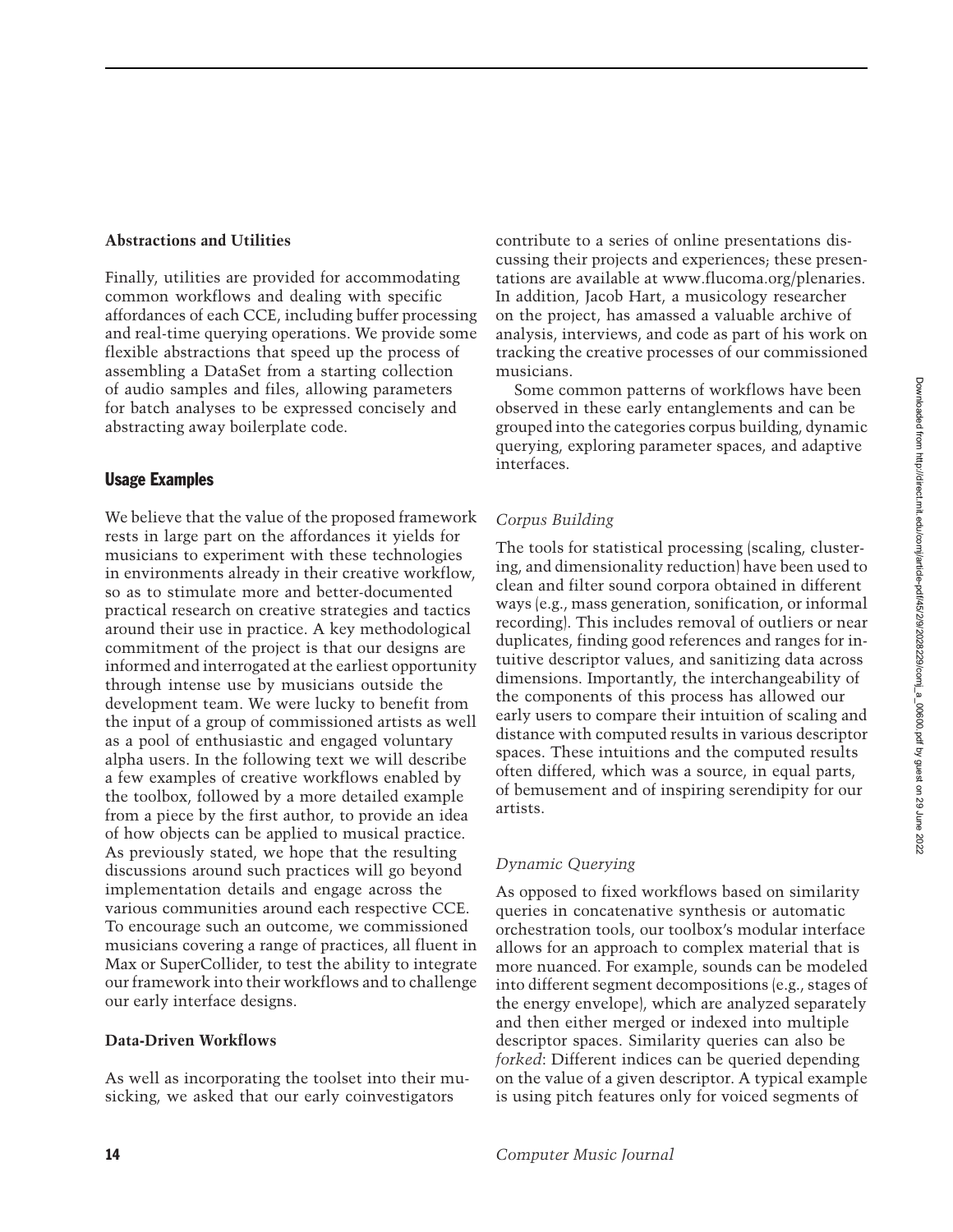### Abstractions and Utilities

Finally, utilities are provided for accommodating common workflows and dealing with specific affordances of each CCE, including buffer processing and real-time querying operations. We provide some flexible abstractions that speed up the process of assembling a DataSet from a starting collection of audio samples and files, allowing parameters for batch analyses to be expressed concisely and abstracting away boilerplate code.

## Usage Examples

We believe that the value of the proposed framework rests in large part on the affordances it yields for musicians to experiment with these technologies in environments already in their creative workflow, so as to stimulate more and better-documented practical research on creative strategies and tactics around their use in practice. A key methodological commitment of the project is that our designs are informed and interrogated at the earliest opportunity through intense use by musicians outside the development team. We were lucky to benefit from the input of a group of commissioned artists as well as a pool of enthusiastic and engaged voluntary alpha users. In the following text we will describe a few examples of creative workflows enabled by the toolbox, followed by a more detailed example from a piece by the first author, to provide an idea of how objects can be applied to musical practice. As previously stated, we hope that the resulting discussions around such practices will go beyond implementation details and engage across the various communities around each respective CCE. To encourage such an outcome, we commissioned musicians covering a range of practices, all fluent in Max or SuperCollider, to test the ability to integrate our framework into their workflows and to challenge our early interface designs.

### Data-Driven Workflows

As well as incorporating the toolset into their musicking, we asked that our early coinvestigators contribute to a series of online presentations discussing their projects and experiences; these presentations are available at www.flucoma.org/plenaries. In addition, Jacob Hart, a musicology researcher on the project, has amassed a valuable archive of analysis, interviews, and code as part of his work on tracking the creative processes of our commissioned musicians.

Some common patterns of workflows have been observed in these early entanglements and can be grouped into the categories corpus building, dynamic querying, exploring parameter spaces, and adaptive interfaces.

#### *Corpus Building*

The tools for statistical processing (scaling, clustering, and dimensionality reduction) have been used to clean and filter sound corpora obtained in different ways (e.g., mass generation, sonification, or informal recording). This includes removal of outliers or near duplicates, finding good references and ranges for intuitive descriptor values, and sanitizing data across dimensions. Importantly, the interchangeability of the components of this process has allowed our early users to compare their intuition of scaling and distance with computed results in various descriptor spaces. These intuitions and the computed results often differed, which was a source, in equal parts, of bemusement and of inspiring serendipity for our artists.

#### *Dynamic Querying*

As opposed to fixed workflows based on similarity queries in concatenative synthesis or automatic orchestration tools, our toolbox's modular interface allows for an approach to complex material that is more nuanced. For example, sounds can be modeled into different segment decompositions (e.g., stages of the energy envelope), which are analyzed separately and then either merged or indexed into multiple descriptor spaces. Similarity queries can also be *forked*: Different indices can be queried depending on the value of a given descriptor. A typical example is using pitch features only for voiced segments of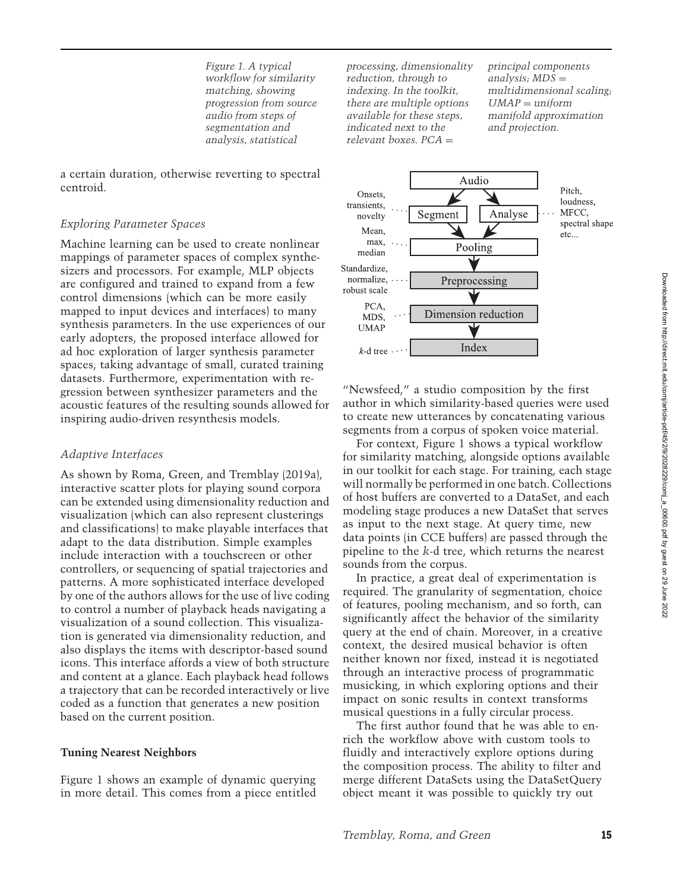Figure 1. A typical workflow for similarity matching, showing progression from source audio from steps of segmentation and analysis, statistical processing, dimensionality reduction, through to indexing. In the toolkit, there are multiple options available for these steps, indicated next to the relevant boxes. PCA = principal components analysis; MDS = multidimensional scaling; UMAP = uniform manifold approximation and projection.

a certain duration, otherwise reverting to spectral centroid.

### Exploring Parameter Spaces

Machine learning can be used to create nonlinear mappings of parameter spaces of complex synthesizers and processors. For example, MLP objects are configured and trained to expand from a few control dimensions (which can be more easily mapped to input devices and interfaces) to many synthesis parameters. In the use experiences of our early adopters, the proposed interface allowed for ad hoc exploration of larger synthesis parameter spaces, taking advantage of small, curated training datasets. Furthermore, experimentation with regression between synthesizer parameters and the acoustic features of the resulting sounds allowed for inspiring audio-driven resynthesis models.

### Adaptive Interfaces

As shown by Roma, Green, and Tremblay (2019a), interactive scatter plots for playing sound corpora can be extended using dimensionality reduction and visualization (which can also represent clusterings and classifications) to make playable interfaces that adapt to the data distribution. Simple examples include interaction with a touchscreen or other controllers, or sequencing of spatial trajectories and patterns. A more sophisticated interface developed by one of the authors allows for the use of live coding to control a number of playback heads navigating a visualization of a sound collection. This visualization is generated via dimensionality reduction, and also displays the items with descriptor-based sound icons. This interface affords a view of both structure and content at a glance. Each playback head follows a trajectory that can be recorded interactively or live coded as a function that generates a new position based on the current position.

## Tuning Nearest Neighbors

Figure 1 shows an example of dynamic querying in more detail. This comes from a piece entitled "Newsfeed," a studio composition by the first author in which similarity-based queries were used to create new utterances by concatenating various segments from a corpus of spoken voice material.

For context, Figure 1 shows a typical workflow for similarity matching, alongside options available in our toolkit for each stage. For training, each stage will normally be performed in one batch. Collections of host buffers are converted to a DataSet, and each modeling stage produces a new DataSet that serves as input to the next stage. At query time, new data points (in CCE buffers) are passed through the pipeline to the *k*-d tree, which returns the nearest sounds from the corpus.

In practice, a great deal of experimentation is required. The granularity of segmentation, choice of features, pooling mechanism, and so forth, can significantly affect the behavior of the similarity query at the end of chain. Moreover, in a creative context, the desired musical behavior is often neither known nor fixed, instead it is negotiated through an interactive process of programmatic musicking, in which exploring options and their impact on sonic results in context transforms musical questions in a fully circular process.

The first author found that he was able to enrich the workflow above with custom tools to fluidly and interactively explore options during the composition process. The ability to filter and merge different DataSets using the DataSetQuery object meant it was possible to quickly try out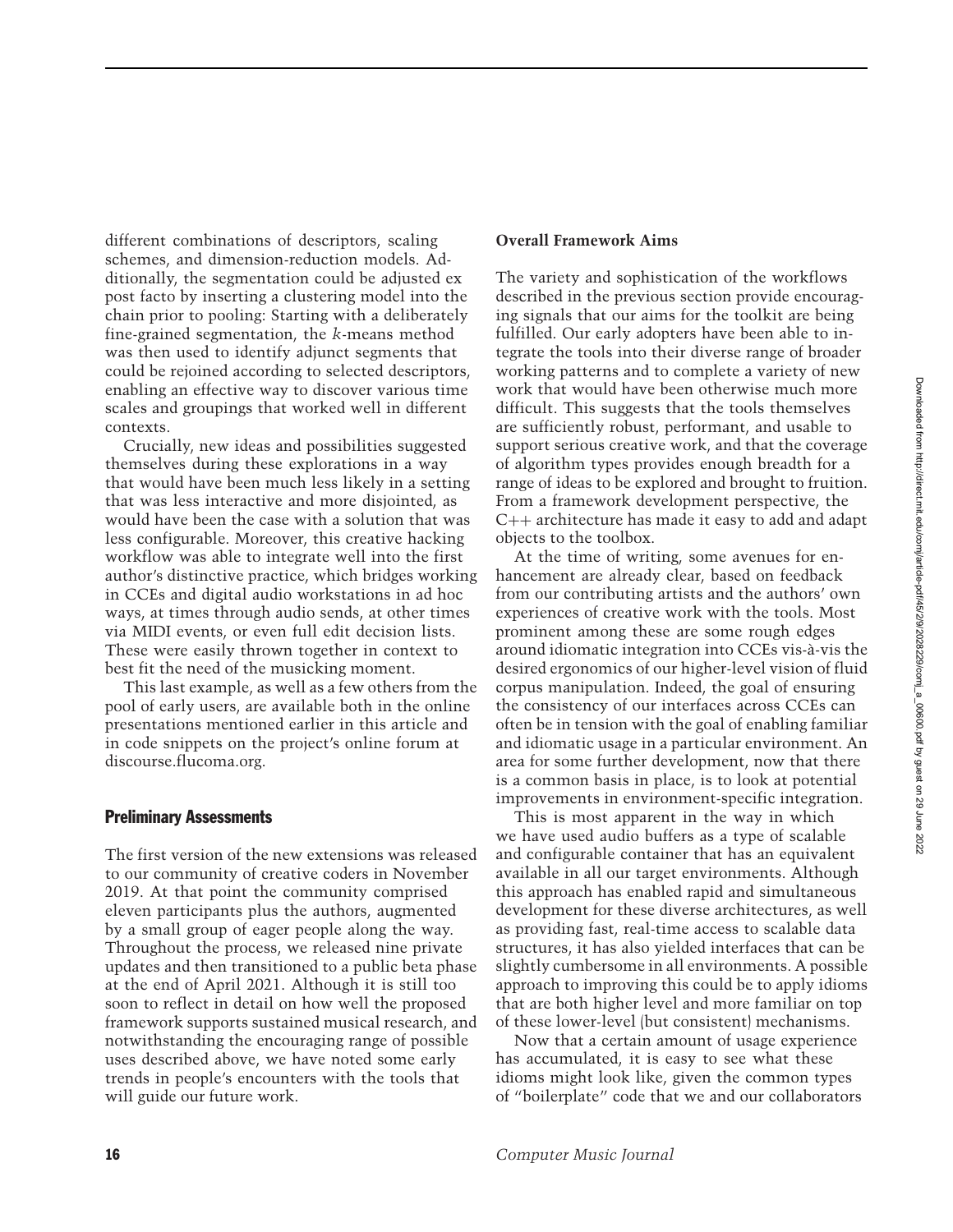different combinations of descriptors, scaling schemes, and dimension-reduction models. Additionally, the segmentation could be adjusted ex post facto by inserting a clustering model into the chain prior to pooling: Starting with a deliberately fine-grained segmentation, the $k$-means method was then used to identify adjunct segments that could be rejoined according to selected descriptors, enabling an effective way to discover various time scales and groupings that worked well in different contexts.

Crucially, new ideas and possibilities suggested themselves during these explorations in a way that would have been much less likely in a setting that was less interactive and more disjointed, as would have been the case with a solution that was less configurable. Moreover, this creative hacking workflow was able to integrate well into the first author's distinctive practice, which bridges working in CCEs and digital audio workstations in ad hoc ways, at times through audio sends, at other times via MIDI events, or even full edit decision lists. These were easily thrown together in context to best fit the need of the musicking moment.

This last example, as well as a few others from the pool of early users, are available both in the online presentations mentioned earlier in this article and in code snippets on the project's online forum at discourse.flucoma.org.

## Preliminary Assessments

The first version of the new extensions was released to our community of creative coders in November 2019. At that point the community comprised eleven participants plus the authors, augmented by a small group of eager people along the way. Throughout the process, we released nine private updates and then transitioned to a public beta phase at the end of April 2021. Although it is still too soon to reflect in detail on how well the proposed framework supports sustained musical research, and notwithstanding the encouraging range of possible uses described above, we have noted some early trends in people's encounters with the tools that will guide our future work.

### Overall Framework Aims

The variety and sophistication of the workflows described in the previous section provide encouraging signals that our aims for the toolkit are being fulfilled. Our early adopters have been able to integrate the tools into their diverse range of broader working patterns and to complete a variety of new work that would have been otherwise much more difficult. This suggests that the tools themselves are sufficiently robust, performant, and usable to support serious creative work, and that the coverage of algorithm types provides enough breadth for a range of ideas to be explored and brought to fruition. From a framework development perspective, the C++ architecture has made it easy to add and adapt objects to the toolbox.

At the time of writing, some avenues for enhancement are already clear, based on feedback from our contributing artists and the authors' own experiences of creative work with the tools. Most prominent among these are some rough edges around idiomatic integration into CCEs vis-à-vis the desired ergonomics of our higher-level vision of fluid corpus manipulation. Indeed, the goal of ensuring the consistency of our interfaces across CCEs can often be in tension with the goal of enabling familiar and idiomatic usage in a particular environment. An area for some further development, now that there is a common basis in place, is to look at potential improvements in environment-specific integration.

This is most apparent in the way in which we have used audio buffers as a type of scalable and configurable container that has an equivalent available in all our target environments. Although this approach has enabled rapid and simultaneous development for these diverse architectures, as well as providing fast, real-time access to scalable data structures, it has also yielded interfaces that can be slightly cumbersome in all environments. A possible approach to improving this could be to apply idioms that are both higher level and more familiar on top of these lower-level (but consistent) mechanisms.

Now that a certain amount of usage experience has accumulated, it is easy to see what these idioms might look like, given the common types of "boilerplate" code that we and our collaborators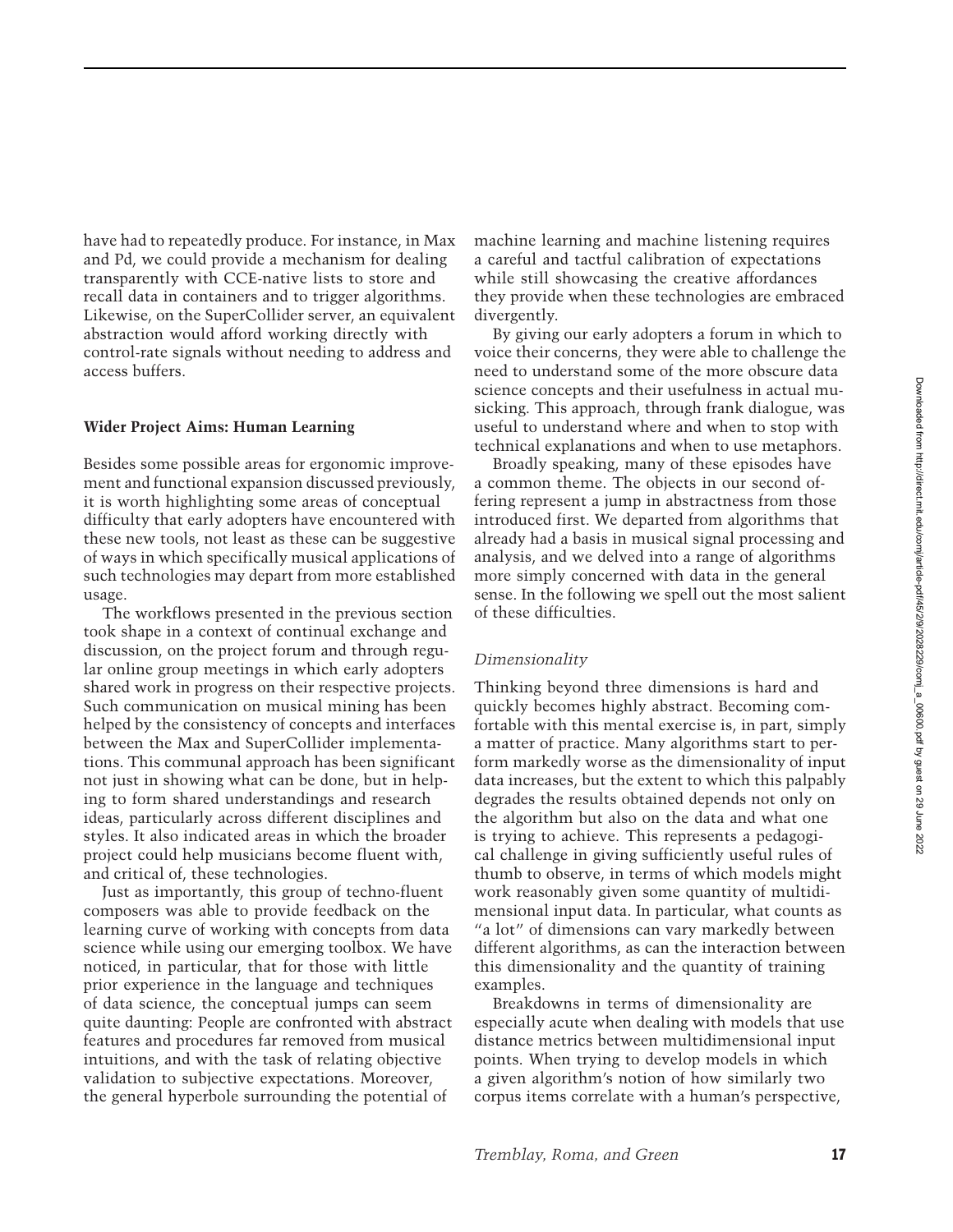have had to repeatedly produce. For instance, in Max and Pd, we could provide a mechanism for dealing transparently with CCE-native lists to store and recall data in containers and to trigger algorithms. Likewise, on the SuperCollider server, an equivalent abstraction would afford working directly with control-rate signals without needing to address and access buffers.

## Wider Project Aims: Human Learning

Besides some possible areas for ergonomic improvement and functional expansion discussed previously, it is worth highlighting some areas of conceptual difficulty that early adopters have encountered with these new tools, not least as these can be suggestive of ways in which specifically musical applications of such technologies may depart from more established usage.

The workflows presented in the previous section took shape in a context of continual exchange and discussion, on the project forum and through regular online group meetings in which early adopters shared work in progress on their respective projects. Such communication on musical mining has been helped by the consistency of concepts and interfaces between the Max and SuperCollider implementations. This communal approach has been significant not just in showing what can be done, but in helping to form shared understandings and research ideas, particularly across different disciplines and styles. It also indicated areas in which the broader project could help musicians become fluent with, and critical of, these technologies.

Just as importantly, this group of techno-fluent composers was able to provide feedback on the learning curve of working with concepts from data science while using our emerging toolbox. We have noticed, in particular, that for those with little prior experience in the language and techniques of data science, the conceptual jumps can seem quite daunting: People are confronted with abstract features and procedures far removed from musical intuitions, and with the task of relating objective validation to subjective expectations. Moreover, the general hyperbole surrounding the potential of machine learning and machine listening requires a careful and tactful calibration of expectations while still showcasing the creative affordances they provide when these technologies are embraced divergently.

By giving our early adopters a forum in which to voice their concerns, they were able to challenge the need to understand some of the more obscure data science concepts and their usefulness in actual musicking. This approach, through frank dialogue, was useful to understand where and when to stop with technical explanations and when to use metaphors.

Broadly speaking, many of these episodes have a common theme. The objects in our second offering represent a jump in abstractness from those introduced first. We departed from algorithms that already had a basis in musical signal processing and analysis, and we delved into a range of algorithms more simply concerned with data in the general sense. In the following we spell out the most salient of these difficulties.

### *Dimensionality*

Thinking beyond three dimensions is hard and quickly becomes highly abstract. Becoming comfortable with this mental exercise is, in part, simply a matter of practice. Many algorithms start to perform markedly worse as the dimensionality of input data increases, but the extent to which this palpably degrades the results obtained depends not only on the algorithm but also on the data and what one is trying to achieve. This represents a pedagogical challenge in giving sufficiently useful rules of thumb to observe, in terms of which models might work reasonably given some quantity of multidimensional input data. In particular, what counts as "a lot" of dimensions can vary markedly between different algorithms, as can the interaction between this dimensionality and the quantity of training examples.

Breakdowns in terms of dimensionality are especially acute when dealing with models that use distance metrics between multidimensional input points. When trying to develop models in which a given algorithm's notion of how similarly two corpus items correlate with a human's perspective,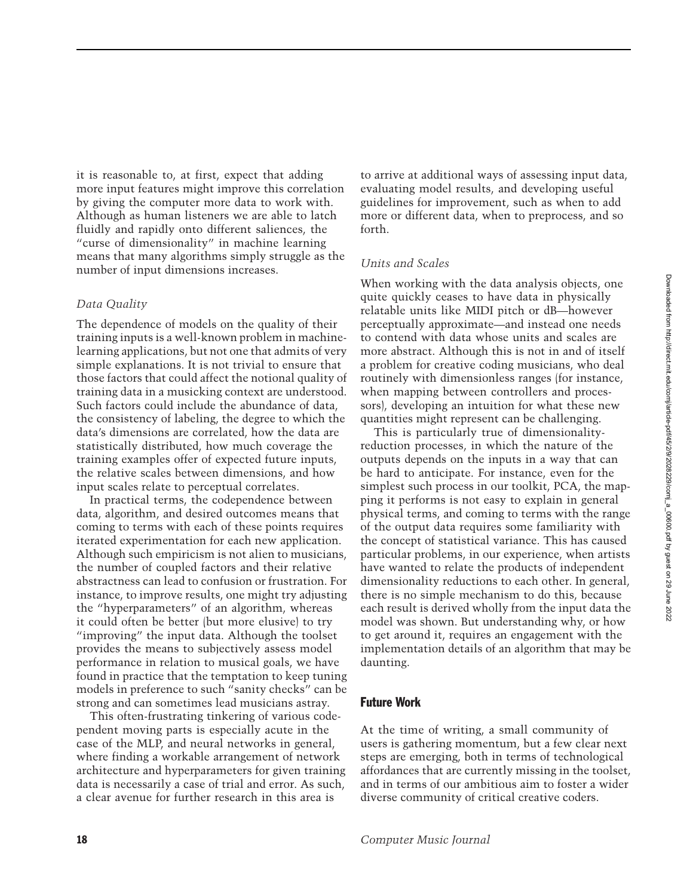it is reasonable to, at first, expect that adding more input features might improve this correlation by giving the computer more data to work with. Although as human listeners we are able to latch fluidly and rapidly onto different saliences, the "curse of dimensionality" in machine learning means that many algorithms simply struggle as the number of input dimensions increases.

### *Data Quality*

The dependence of models on the quality of their training inputs is a well-known problem in machine-learning applications, but not one that admits of very simple explanations. It is not trivial to ensure that those factors that could affect the notional quality of training data in a musicking context are understood. Such factors could include the abundance of data, the consistency of labeling, the degree to which the data's dimensions are correlated, how the data are statistically distributed, how much coverage the training examples offer of expected future inputs, the relative scales between dimensions, and how input scales relate to perceptual correlates.

In practical terms, the codependence between data, algorithm, and desired outcomes means that coming to terms with each of these points requires iterated experimentation for each new application. Although such empiricism is not alien to musicians, the number of coupled factors and their relative abstractness can lead to confusion or frustration. For instance, to improve results, one might try adjusting the "hyperparameters" of an algorithm, whereas it could often be better (but more elusive) to try "improving" the input data. Although the toolset provides the means to subjectively assess model performance in relation to musical goals, we have found in practice that the temptation to keep tuning models in preference to such "sanity checks" can be strong and can sometimes lead musicians astray.

This often-frustrating tinkering of various codependent moving parts is especially acute in the case of the MLP, and neural networks in general, where finding a workable arrangement of network architecture and hyperparameters for given training data is necessarily a case of trial and error. As such, a clear avenue for further research in this area is to arrive at additional ways of assessing input data, evaluating model results, and developing useful guidelines for improvement, such as when to add more or different data, when to preprocess, and so forth.

### *Units and Scales*

When working with the data analysis objects, one quite quickly ceases to have data in physically relatable units like MIDI pitch or dB—however perceptually approximate—and instead one needs to contend with data whose units and scales are more abstract. Although this is not in and of itself a problem for creative coding musicians, who deal routinely with dimensionless ranges (for instance, when mapping between controllers and processors), developing an intuition for what these new quantities might represent can be challenging.

This is particularly true of dimensionality-reduction processes, in which the nature of the outputs depends on the inputs in a way that can be hard to anticipate. For instance, even for the simplest such process in our toolkit, PCA, the mapping it performs is not easy to explain in general physical terms, and coming to terms with the range of the output data requires some familiarity with the concept of statistical variance. This has caused particular problems, in our experience, when artists have wanted to relate the products of independent dimensionality reductions to each other. In general, there is no simple mechanism to do this, because each result is derived wholly from the input data the model was shown. But understanding why, or how to get around it, requires an engagement with the implementation details of an algorithm that may be daunting.

## Future Work

At the time of writing, a small community of users is gathering momentum, but a few clear next steps are emerging, both in terms of technological affordances that are currently missing in the toolset, and in terms of our ambitious aim to foster a wider diverse community of critical creative coders.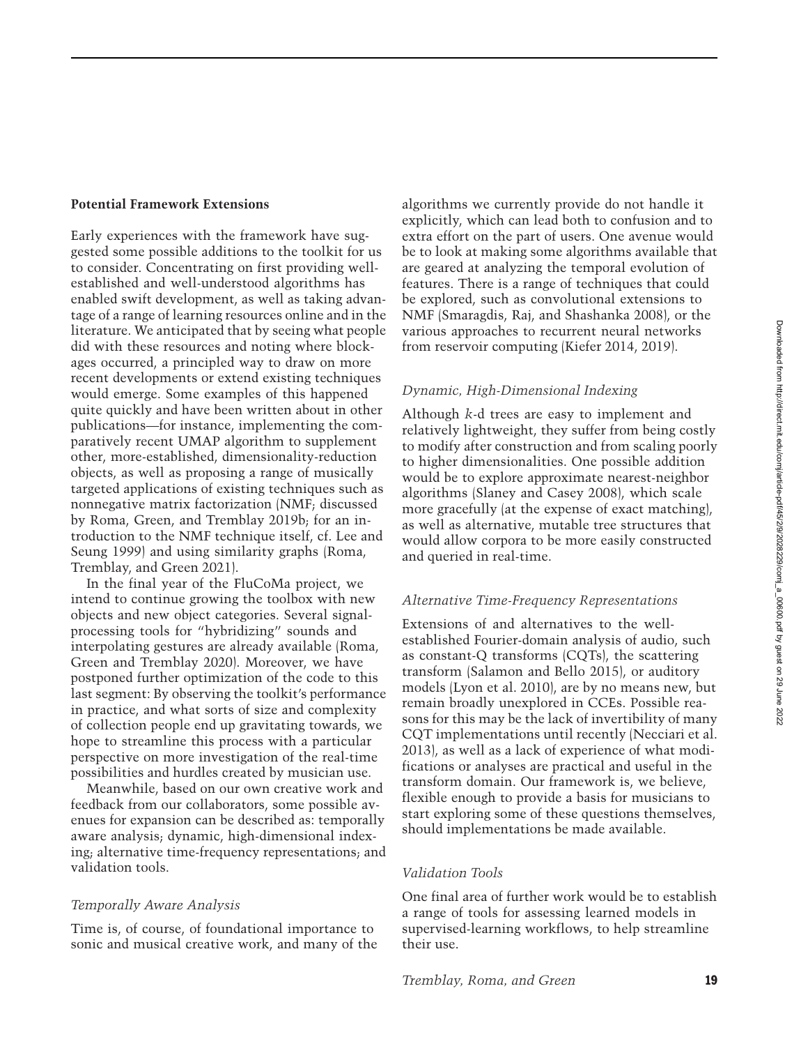**Potential Framework Extensions**

Early experiences with the framework have suggested some possible additions to the toolkit for us to consider. Concentrating on first providing well-established and well-understood algorithms has enabled swift development, as well as taking advantage of a range of learning resources online and in the literature. We anticipated that by seeing what people did with these resources and noting where blockages occurred, a principled way to draw on more recent developments or extend existing techniques would emerge. Some examples of this happened quite quickly and have been written about in other publications—for instance, implementing the comparatively recent UMAP algorithm to supplement other, more-established, dimensionality-reduction objects, as well as proposing a range of musically targeted applications of existing techniques such as nonnegative matrix factorization (NMF; discussed by Roma, Green, and Tremblay 2019b; for an introduction to the NMF technique itself, cf. Lee and Seung 1999) and using similarity graphs (Roma, Tremblay, and Green 2021).

In the final year of the FluCoMa project, we intend to continue growing the toolbox with new objects and new object categories. Several signal-processing tools for "hybridizing" sounds and interpolating gestures are already available (Roma, Green and Tremblay 2020). Moreover, we have postponed further optimization of the code to this last segment: By observing the toolkit's performance in practice, and what sorts of size and complexity of collection people end up gravitating towards, we hope to streamline this process with a particular perspective on more investigation of the real-time possibilities and hurdles created by musician use.

Meanwhile, based on our own creative work and feedback from our collaborators, some possible avenues for expansion can be described as: temporally aware analysis; dynamic, high-dimensional indexing; alternative time-frequency representations; and validation tools.

*Temporally Aware Analysis*

Time is, of course, of foundational importance to sonic and musical creative work, and many of the algorithms we currently provide do not handle it explicitly, which can lead both to confusion and to extra effort on the part of users. One avenue would be to look at making some algorithms available that are geared at analyzing the temporal evolution of features. There is a range of techniques that could be explored, such as convolutional extensions to NMF (Smaragdis, Raj, and Shashanka 2008), or the various approaches to recurrent neural networks from reservoir computing (Kiefer 2014, 2019).

*Dynamic, High-Dimensional Indexing*

Although *k*-d trees are easy to implement and relatively lightweight, they suffer from being costly to modify after construction and from scaling poorly to higher dimensionalities. One possible addition would be to explore approximate nearest-neighbor algorithms (Slaney and Casey 2008), which scale more gracefully (at the expense of exact matching), as well as alternative, mutable tree structures that would allow corpora to be more easily constructed and queried in real-time.

*Alternative Time-Frequency Representations*

Extensions of and alternatives to the well-established Fourier-domain analysis of audio, such as constant-Q transforms (CQTs), the scattering transform (Salamon and Bello 2015), or auditory models (Lyon et al. 2010), are by no means new, but remain broadly unexplored in CCEs. Possible reasons for this may be the lack of invertibility of many CQT implementations until recently (Necciari et al. 2013), as well as a lack of experience of what modifications or analyses are practical and useful in the transform domain. Our framework is, we believe, flexible enough to provide a basis for musicians to start exploring some of these questions themselves, should implementations be made available.

*Validation Tools*

One final area of further work would be to establish a range of tools for assessing learned models in supervised-learning workflows, to help streamline their use.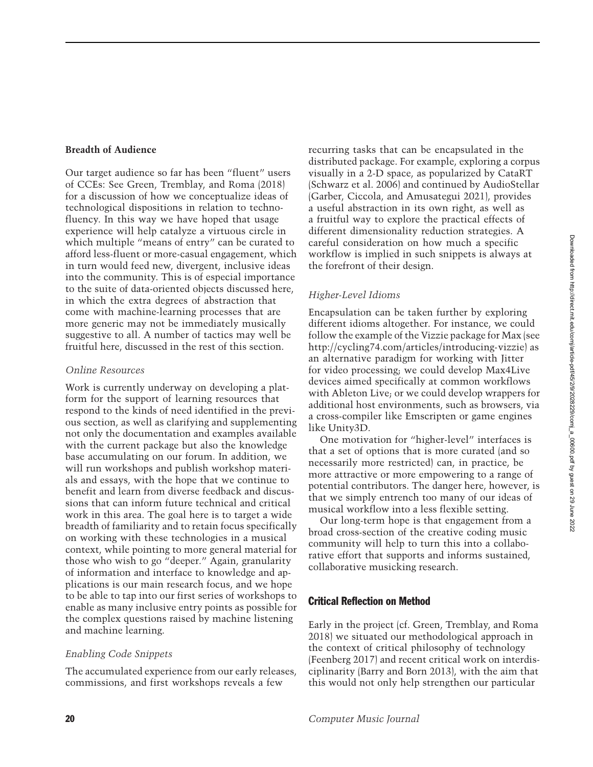### Breadth of Audience

Our target audience so far has been "fluent" users of CCEs: See Green, Tremblay, and Roma (2018) for a discussion of how we conceptualize ideas of technological dispositions in relation to technofluency. In this way we have hoped that usage experience will help catalyze a virtuous circle in which multiple "means of entry" can be curated to afford less-fluent or more-casual engagement, which in turn would feed new, divergent, inclusive ideas into the community. This is of especial importance to the suite of data-oriented objects discussed here, in which the extra degrees of abstraction that come with machine-learning processes that are more generic may not be immediately musically suggestive to all. A number of tactics may well be fruitful here, discussed in the rest of this section.

#### *Online Resources*

Work is currently underway on developing a platform for the support of learning resources that respond to the kinds of need identified in the previous section, as well as clarifying and supplementing not only the documentation and examples available with the current package but also the knowledge base accumulating on our forum. In addition, we will run workshops and publish workshop materials and essays, with the hope that we continue to benefit and learn from diverse feedback and discussions that can inform future technical and critical work in this area. The goal here is to target a wide breadth of familiarity and to retain focus specifically on working with these technologies in a musical context, while pointing to more general material for those who wish to go "deeper." Again, granularity of information and interface to knowledge and applications is our main research focus, and we hope to be able to tap into our first series of workshops to enable as many inclusive entry points as possible for the complex questions raised by machine listening and machine learning.

#### *Enabling Code Snippets*

The accumulated experience from our early releases, commissions, and first workshops reveals a few recurring tasks that can be encapsulated in the distributed package. For example, exploring a corpus visually in a 2-D space, as popularized by CataRT (Schwarz et al. 2006) and continued by AudioStellar (Garber, Ciccola, and Amusategui 2021), provides a useful abstraction in its own right, as well as a fruitful way to explore the practical effects of different dimensionality reduction strategies. A careful consideration on how much a specific workflow is implied in such snippets is always at the forefront of their design.

#### *Higher-Level Idioms*

Encapsulation can be taken further by exploring different idioms altogether. For instance, we could follow the example of the Vizzie package for Max (see http://cycling74.com/articles/introducing-vizzie) as an alternative paradigm for working with Jitter for video processing; we could develop Max4Live devices aimed specifically at common workflows with Ableton Live; or we could develop wrappers for additional host environments, such as browsers, via a cross-compiler like Emscripten or game engines like Unity3D.

One motivation for "higher-level" interfaces is that a set of options that is more curated (and so necessarily more restricted) can, in practice, be more attractive or more empowering to a range of potential contributors. The danger here, however, is that we simply entrench too many of our ideas of musical workflow into a less flexible setting.

Our long-term hope is that engagement from a broad cross-section of the creative coding music community will help to turn this into a collaborative effort that supports and informs sustained, collaborative musicking research.

## Critical Reflection on Method

Early in the project (cf. Green, Tremblay, and Roma 2018) we situated our methodological approach in the context of critical philosophy of technology (Feenberg 2017) and recent critical work on interdisciplinarity (Barry and Born 2013), with the aim that this would not only help strengthen our particular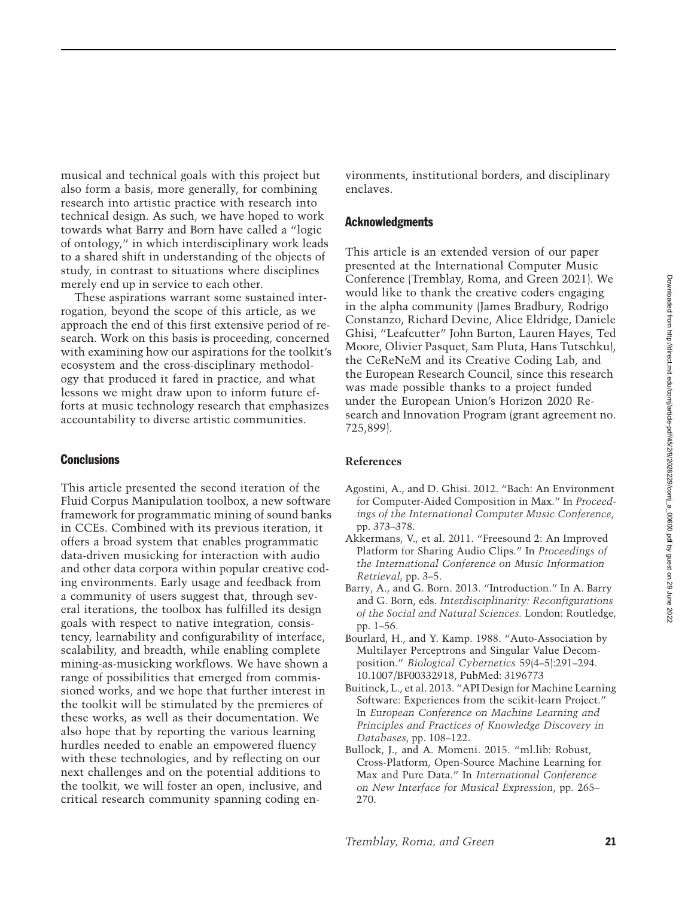musical and technical goals with this project but also form a basis, more generally, for combining research into artistic practice with research into technical design. As such, we have hoped to work towards what Barry and Born have called a "logic of ontology," in which interdisciplinary work leads to a shared shift in understanding of the objects of study, in contrast to situations where disciplines merely end up in service to each other.

These aspirations warrant some sustained interrogation, beyond the scope of this article, as we approach the end of this first extensive period of research. Work on this basis is proceeding, concerned with examining how our aspirations for the toolkit's ecosystem and the cross-disciplinary methodology that produced it fared in practice, and what lessons we might draw upon to inform future efforts at music technology research that emphasizes accountability to diverse artistic communities.

## Conclusions

This article presented the second iteration of the Fluid Corpus Manipulation toolbox, a new software framework for programmatic mining of sound banks in CCEs. Combined with its previous iteration, it offers a broad system that enables programmatic data-driven musicking for interaction with audio and other data corpora within popular creative coding environments. Early usage and feedback from a community of users suggest that, through several iterations, the toolbox has fulfilled its design goals with respect to native integration, consistency, learnability and configurability of interface, scalability, and breadth, while enabling complete mining-as-musicking workflows. We have shown a range of possibilities that emerged from commissioned works, and we hope that further interest in the toolkit will be stimulated by the premieres of these works, as well as their documentation. We also hope that by reporting the various learning hurdles needed to enable an empowered fluency with these technologies, and by reflecting on our next challenges and on the potential additions to the toolkit, we will foster an open, inclusive, and critical research community spanning coding environments, institutional borders, and disciplinary enclaves.

## Acknowledgments

This article is an extended version of our paper presented at the International Computer Music Conference (Tremblay, Roma, and Green 2021). We would like to thank the creative coders engaging in the alpha community (James Bradbury, Rodrigo Constanzo, Richard Devine, Alice Eldridge, Daniele Ghisi, "Leafcutter" John Burton, Lauren Hayes, Ted Moore, Olivier Pasquet, Sam Pluta, Hans Tutschku), the CeReNeM and its Creative Coding Lab, and the European Research Council, since this research was made possible thanks to a project funded under the European Union's Horizon 2020 Research and Innovation Program (grant agreement no. 725,899).

## References

Agostini, A., and D. Ghisi. 2012. "Bach: An Environment for Computer-Aided Composition in Max." In *Proceedings of the International Computer Music Conference*, pp. 373–378.

Akkermans, V., et al. 2011. "Freesound 2: An Improved Platform for Sharing Audio Clips." In *Proceedings of the International Conference on Music Information Retrieval*, pp. 3–5.

Barry, A., and G. Born. 2013. "Introduction." In A. Barry and G. Born, eds. *Interdisciplinarity: Reconfigurations of the Social and Natural Sciences.* London: Routledge, pp. 1–56.

Bourlard, H., and Y. Kamp. 1988. "Auto-Association by Multilayer Perceptrons and Singular Value Decomposition." *Biological Cybernetics* 59(4–5):291–294. 10.1007/BF00332918, PubMed: 3196773

Buitinck, L., et al. 2013. "API Design for Machine Learning Software: Experiences from the scikit-learn Project." In *European Conference on Machine Learning and Principles and Practices of Knowledge Discovery in Databases*, pp. 108–122.

Bullock, J., and A. Momeni. 2015. "ml.lib: Robust, Cross-Platform, Open-Source Machine Learning for Max and Pure Data." In *International Conference on New Interface for Musical Expression*, pp. 265–270.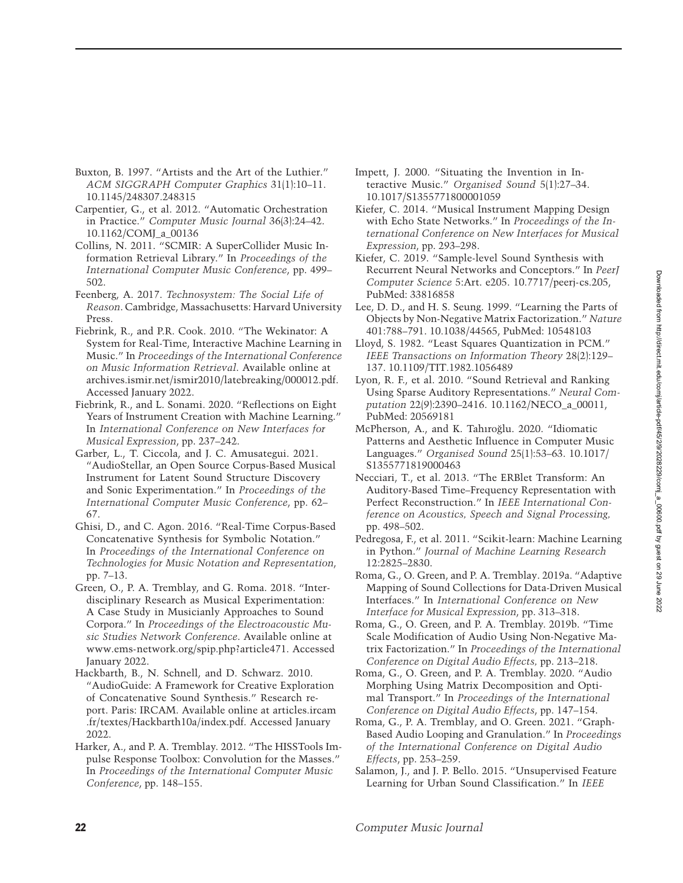Buxton, B. 1997. "Artists and the Art of the Luthier." *ACM SIGGRAPH Computer Graphics* 31(1):10–11. 10.1145/248307.248315

Carpentier, G., et al. 2012. "Automatic Orchestration in Practice." *Computer Music Journal* 36(3):24–42. 10.1162/COMJ_a_00136

Collins, N. 2011. "SCMIR: A SuperCollider Music Information Retrieval Library." In *Proceedings of the International Computer Music Conference*, pp. 499–502.

Feenberg, A. 2017. *Technosystem: The Social Life of Reason*. Cambridge, Massachusetts: Harvard University Press.

Fiebrink, R., and P.R. Cook. 2010. "The Wekinator: A System for Real-Time, Interactive Machine Learning in Music." In *Proceedings of the International Conference on Music Information Retrieval*. Available online at archives.ismir.net/ismir2010/latebreaking/000012.pdf. Accessed January 2022.

Fiebrink, R., and L. Sonami. 2020. "Reflections on Eight Years of Instrument Creation with Machine Learning." In *International Conference on New Interfaces for Musical Expression*, pp. 237–242.

Garber, L., T. Ciccola, and J. C. Amusategui. 2021. "AudioStellar, an Open Source Corpus-Based Musical Instrument for Latent Sound Structure Discovery and Sonic Experimentation." In *Proceedings of the International Computer Music Conference*, pp. 62–67.

Ghisi, D., and C. Agon. 2016. "Real-Time Corpus-Based Concatenative Synthesis for Symbolic Notation." In *Proceedings of the International Conference on Technologies for Music Notation and Representation*, pp. 7–13.

Green, O., P. A. Tremblay, and G. Roma. 2018. "Interdisciplinary Research as Musical Experimentation: A Case Study in Musicianly Approaches to Sound Corpora." In *Proceedings of the Electroacoustic Music Studies Network Conference*. Available online at www.ems-network.org/spip.php?article471. Accessed January 2022.

Hackbarth, B., N. Schnell, and D. Schwarz. 2010. "AudioGuide: A Framework for Creative Exploration of Concatenative Sound Synthesis." Research report. Paris: IRCAM. Available online at articles.ircam.fr/textes/Hackbarth10a/index.pdf. Accessed January 2022.

Harker, A., and P. A. Tremblay. 2012. "The HISSTools Impulse Response Toolbox: Convolution for the Masses." In *Proceedings of the International Computer Music Conference*, pp. 148–155.

Impett, J. 2000. "Situating the Invention in Interactive Music." *Organised Sound* 5(1):27–34. 10.1017/S1355771800001059

Kiefer, C. 2014. "Musical Instrument Mapping Design with Echo State Networks." In *Proceedings of the International Conference on New Interfaces for Musical Expression*, pp. 293–298.

Kiefer, C. 2019. "Sample-level Sound Synthesis with Recurrent Neural Networks and Conceptors." In *PeerJ Computer Science* 5:Art. e205. 10.7717/peerj-cs.205, PubMed: 33816858

Lee, D. D., and H. S. Seung. 1999. "Learning the Parts of Objects by Non-Negative Matrix Factorization." *Nature* 401:788–791. 10.1038/44565, PubMed: 10548103

Lloyd, S. 1982. "Least Squares Quantization in PCM." *IEEE Transactions on Information Theory* 28(2):129–137. 10.1109/TIT.1982.1056489

Lyon, R. F., et al. 2010. "Sound Retrieval and Ranking Using Sparse Auditory Representations." *Neural Computation* 22(9):2390–2416. 10.1162/NECO_a_00011, PubMed: 20569181

McPherson, A., and K. Tahıroğlu. 2020. "Idiomatic Patterns and Aesthetic Influence in Computer Music Languages." *Organised Sound* 25(1):53–63. 10.1017/S1355771819000463

Necciari, T., et al. 2013. "The ERBlet Transform: An Auditory-Based Time–Frequency Representation with Perfect Reconstruction." In *IEEE International Conference on Acoustics, Speech and Signal Processing*, pp. 498–502.

Pedregosa, F., et al. 2011. "Scikit-learn: Machine Learning in Python." *Journal of Machine Learning Research* 12:2825–2830.

Roma, G., O. Green, and P. A. Tremblay. 2019a. "Adaptive Mapping of Sound Collections for Data-Driven Musical Interfaces." In *International Conference on New Interface for Musical Expression*, pp. 313–318.

Roma, G., O. Green, and P. A. Tremblay. 2019b. "Time Scale Modification of Audio Using Non-Negative Matrix Factorization." In *Proceedings of the International Conference on Digital Audio Effects*, pp. 213–218.

Roma, G., O. Green, and P. A. Tremblay. 2020. "Audio Morphing Using Matrix Decomposition and Optimal Transport." In *Proceedings of the International Conference on Digital Audio Effects*, pp. 147–154.

Roma, G., P. A. Tremblay, and O. Green. 2021. "Graph-Based Audio Looping and Granulation." In *Proceedings of the International Conference on Digital Audio Effects*, pp. 253–259.

Salamon, J., and J. P. Bello. 2015. "Unsupervised Feature Learning for Urban Sound Classification." In *IEEE*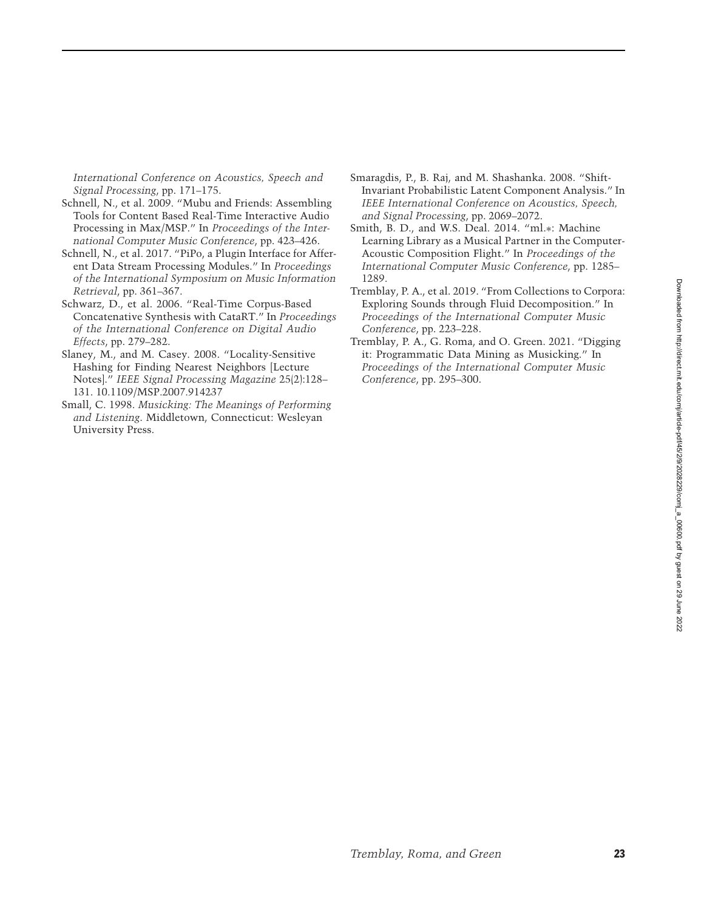*International Conference on Acoustics, Speech and Signal Processing*, pp. 171–175.

Schnell, N., et al. 2009. "Mubu and Friends: Assembling Tools for Content Based Real-Time Interactive Audio Processing in Max/MSP." In *Proceedings of the International Computer Music Conference*, pp. 423–426.

Schnell, N., et al. 2017. "PiPo, a Plugin Interface for Afferent Data Stream Processing Modules." In *Proceedings of the International Symposium on Music Information Retrieval*, pp. 361–367.

Schwarz, D., et al. 2006. "Real-Time Corpus-Based Concatenative Synthesis with CataRT." In *Proceedings of the International Conference on Digital Audio Effects*, pp. 279–282.

Slaney, M., and M. Casey. 2008. "Locality-Sensitive Hashing for Finding Nearest Neighbors [Lecture Notes]." *IEEE Signal Processing Magazine* 25(2):128–131. 10.1109/MSP.2007.914237

Small, C. 1998. *Musicking: The Meanings of Performing and Listening.* Middletown, Connecticut: Wesleyan University Press.

Smaragdis, P., B. Raj, and M. Shashanka. 2008. "Shift-Invariant Probabilistic Latent Component Analysis." In *IEEE International Conference on Acoustics, Speech, and Signal Processing*, pp. 2069–2072.

Smith, B. D., and W.S. Deal. 2014. "ml.∗: Machine Learning Library as a Musical Partner in the Computer-Acoustic Composition Flight." In *Proceedings of the International Computer Music Conference*, pp. 1285–1289.

Tremblay, P. A., et al. 2019. "From Collections to Corpora: Exploring Sounds through Fluid Decomposition." In *Proceedings of the International Computer Music Conference*, pp. 223–228.

Tremblay, P. A., G. Roma, and O. Green. 2021. "Digging it: Programmatic Data Mining as Musicking." In *Proceedings of the International Computer Music Conference*, pp. 295–300.